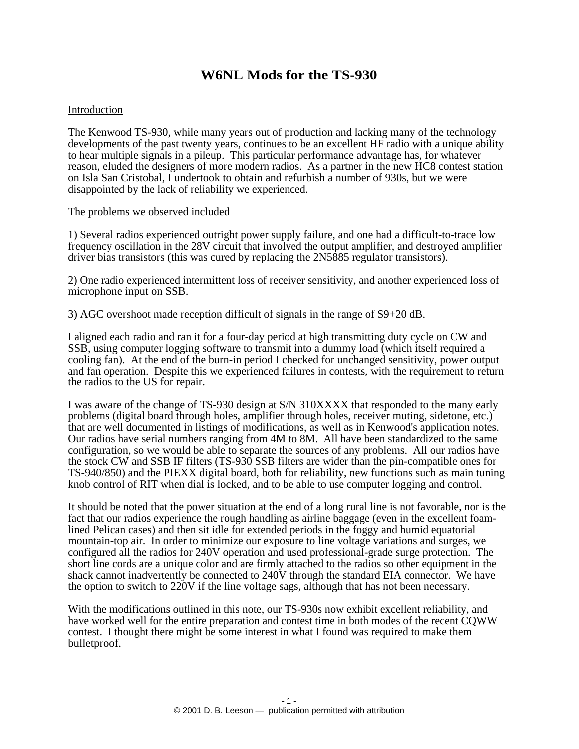# W6NL Mods for the TS-930

## Introduction

The Kenwood TS-930, while many years out of production and lacking many of the technology developments of the past twenty years, continues to be an excellent HF radio with a unique ability to hear multiple signals in a pileup. This particular performance advantage has, for whatever reason, eluded the designers of more modern radios. As a partner in the new HC8 contest station on Isla San Cristobal, I undertook to obtain and refurbish a number of 930s, but we were disappointed by the lack of reliability we experienced.

The problems we observed included

1) Several radios experienced outright power supply failure, and one had a difficult-to-trace low frequency oscillation in the 28V circuit that involved the output amplifier, and destroyed amplifier driver bias transistors (this was cured by replacing the 2N5885 regulator transistors).

2) One radio experienced intermittent loss of receiver sensitivity, and another experienced loss of microphone input on SSB.

3) AGC overshoot made reception difficult of signals in the range of S9+20 dB.

I aligned each radio and ran it for a four-day period at high transmitting duty cycle on CW and SSB, using computer logging software to transmit into a dummy load (which itself required a cooling fan). At the end of the burn-in period I checked for unchanged sensitivity, power output and fan operation. Despite this we experienced failures in contests, with the requirement to return the radios to the US for repair.

I was aware of the change of TS-930 design at S/N 310XXXX that responded to the many early problems (digital board through holes, amplifier through holes, receiver muting, sidetone, etc.) that are well documented in listings of modifications, as well as in Kenwood's application notes. Our radios have serial numbers ranging from 4M to 8M. All have been standardized to the same configuration, so we would be able to separate the sources of any problems. All our radios have the stock CW and SSB IF filters (TS-930 SSB filters are wider than the pin-compatible ones for TS-940/850) and the PIEXX digital board, both for reliability, new functions such as main tuning knob control of RIT when dial is locked, and to be able to use computer logging and control.

It should be noted that the power situation at the end of a long rural line is not favorable, nor is the fact that our radios experience the rough handling as airline baggage (even in the excellent foam-lined Pelican cases) and then sit idle for extended periods in the foggy and humid equatorial mountain-top air. In order to minimize our exposure to line voltage variations and surges, we configured all the radios for 240V operation and used professional-grade surge protection. The short line cords are a unique color and are firmly attached to the radios so other equipment in the shack cannot inadvertently be connected to 240V through the standard EIA connector. We have the option to switch to 220V if the line voltage sags, although that has not been necessary.

With the modifications outlined in this note, our TS-930s now exhibit excellent reliability, and have worked well for the entire preparation and contest time in both modes of the recent CQWW contest. I thought there might be some interest in what I found was required to make them bulletproof.

© 2001 D. B. Leeson — publication permitted with attribution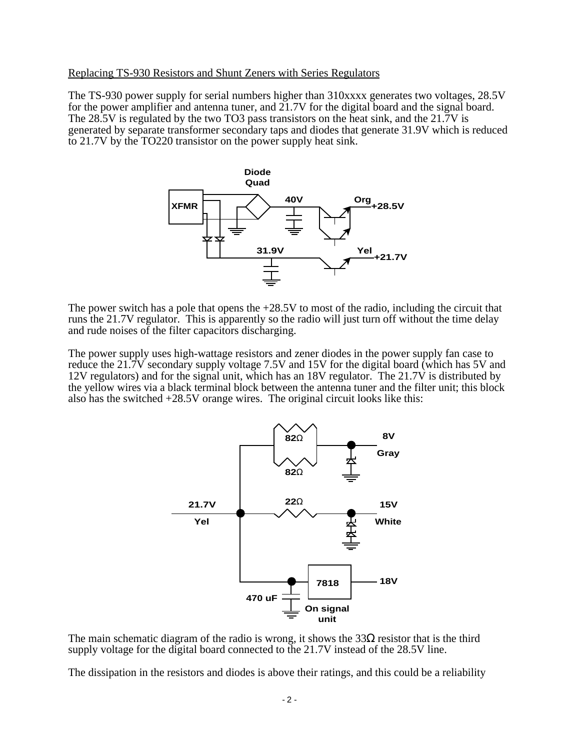Replacing TS-930 Resistors and Shunt Zeners with Series Regulators

The TS-930 power supply for serial numbers higher than 310xxxx generates two voltages, 28.5V for the power amplifier and antenna tuner, and 21.7V for the digital board and the signal board. The 28.5V is regulated by the two TO3 pass transistors on the heat sink, and the 21.7V is generated by separate transformer secondary taps and diodes that generate 31.9V which is reduced to 21.7V by the TO220 transistor on the power supply heat sink.

Diode Quad

XFMR

40V

Org

+28.5V

31.9V

Yel

+21.7V

The power switch has a pole that opens the +28.5V to most of the radio, including the circuit that runs the 21.7V regulator. This is apparently so the radio will just turn off without the time delay and rude noises of the filter capacitors discharging.

The power supply uses high-wattage resistors and zener diodes in the power supply fan case to reduce the 21.7V secondary supply voltage 7.5V and 15V for the digital board (which has 5V and 12V regulators) and for the signal unit, which has an 18V regulator. The 21.7V is distributed by the yellow wires via a black terminal block between the antenna tuner and the filter unit; this block also has the switched +28.5V orange wires. The original circuit looks like this:

82Ω

82Ω

8V

Gray

21.7V

Yel

22Ω

15V

White

470 uF

7818

On signal unit

18V

The main schematic diagram of the radio is wrong, it shows the 33Ω resistor that is the third supply voltage for the digital board connected to the 21.7V instead of the 28.5V line.

The dissipation in the resistors and diodes is above their ratings, and this could be a reliability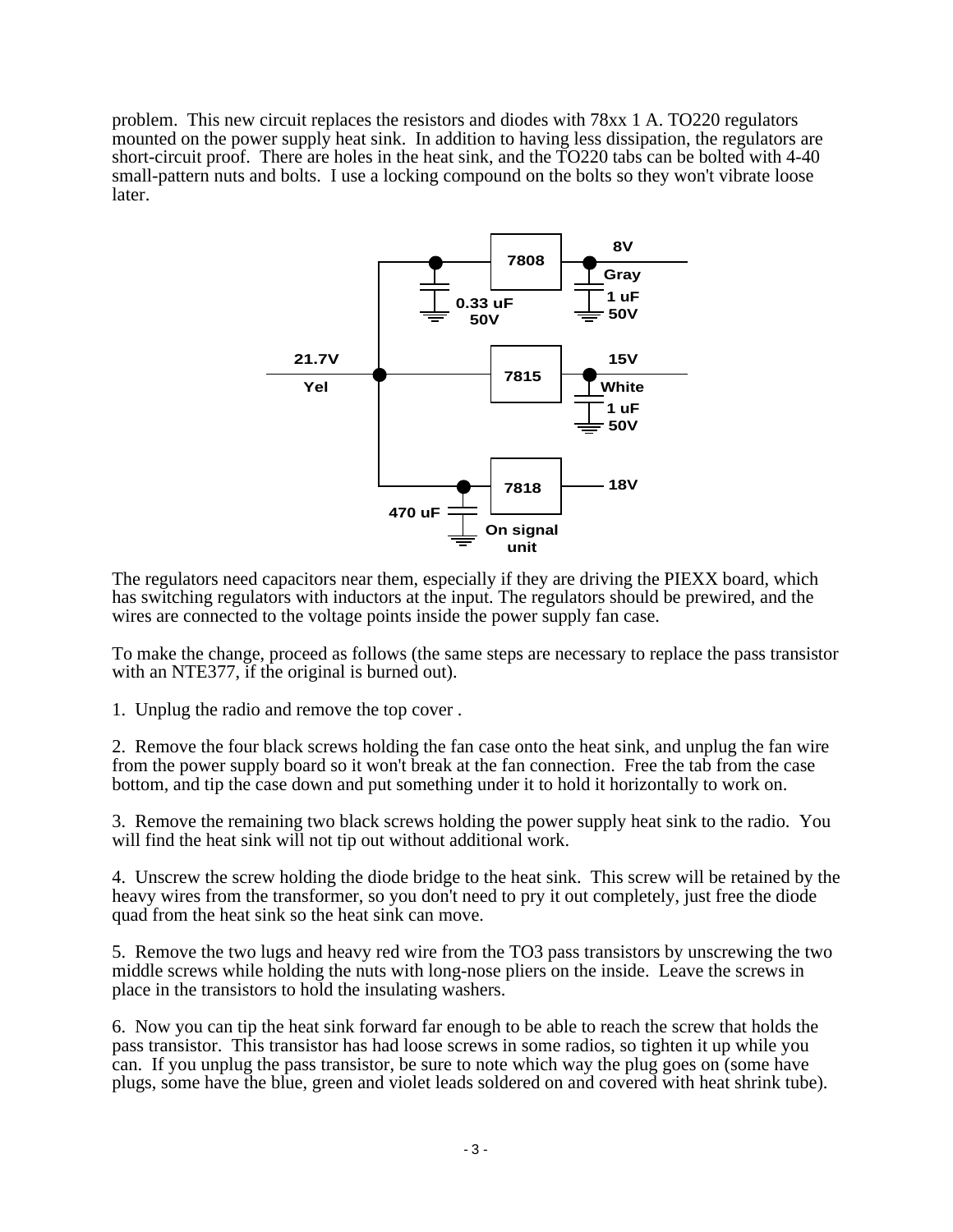problem. This new circuit replaces the resistors and diodes with 78xx 1 A. TO220 regulators mounted on the power supply heat sink. In addition to having less dissipation, the regulators are short-circuit proof. There are holes in the heat sink, and the TO220 tabs can be bolted with 4-40 small-pattern nuts and bolts. I use a locking compound on the bolts so they won't vibrate loose later.

7808
8V
Gray
0.33 uF
50V
1 uF
50V
21.7V
Yel
7815
15V
White
1 uF
50V
7818
18V
470 uF
On signal
unit

The regulators need capacitors near them, especially if they are driving the PIEXX board, which has switching regulators with inductors at the input. The regulators should be prewired, and the wires are connected to the voltage points inside the power supply fan case.

To make the change, proceed as follows (the same steps are necessary to replace the pass transistor with an NTE377, if the original is burned out).

1. Unplug the radio and remove the top cover .

2. Remove the four black screws holding the fan case onto the heat sink, and unplug the fan wire from the power supply board so it won't break at the fan connection. Free the tab from the case bottom, and tip the case down and put something under it to hold it horizontally to work on.

3. Remove the remaining two black screws holding the power supply heat sink to the radio. You will find the heat sink will not tip out without additional work.

4. Unscrew the screw holding the diode bridge to the heat sink. This screw will be retained by the heavy wires from the transformer, so you don't need to pry it out completely, just free the diode quad from the heat sink so the heat sink can move.

5. Remove the two lugs and heavy red wire from the TO3 pass transistors by unscrewing the two middle screws while holding the nuts with long-nose pliers on the inside. Leave the screws in place in the transistors to hold the insulating washers.

6. Now you can tip the heat sink forward far enough to be able to reach the screw that holds the pass transistor. This transistor has had loose screws in some radios, so tighten it up while you can. If you unplug the pass transistor, be sure to note which way the plug goes on (some have plugs, some have the blue, green and violet leads soldered on and covered with heat shrink tube).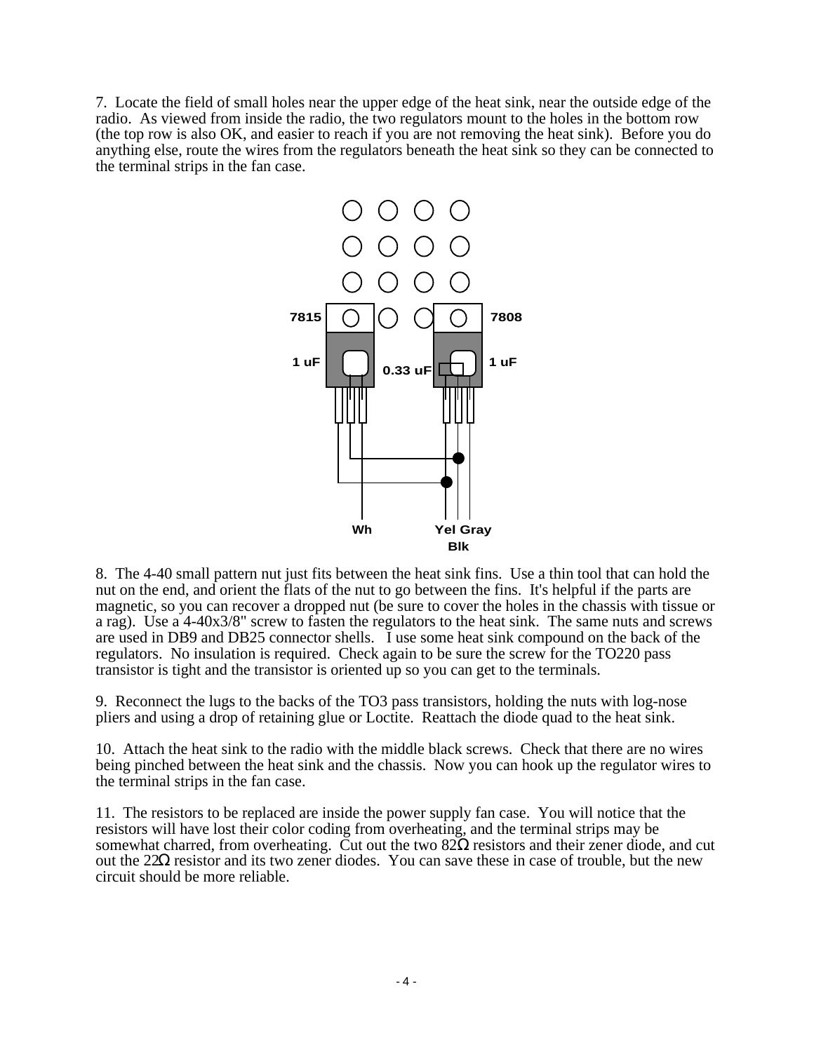7. Locate the field of small holes near the upper edge of the heat sink, near the outside edge of the radio. As viewed from inside the radio, the two regulators mount to the holes in the bottom row (the top row is also OK, and easier to reach if you are not removing the heat sink). Before you do anything else, route the wires from the regulators beneath the heat sink so they can be connected to the terminal strips in the fan case.

7815

7808

1 uF

0.33 uF

1 uF

Wh

Yel Gray

Blk

8. The 4-40 small pattern nut just fits between the heat sink fins. Use a thin tool that can hold the nut on the end, and orient the flats of the nut to go between the fins. It's helpful if the parts are magnetic, so you can recover a dropped nut (be sure to cover the holes in the chassis with tissue or a rag). Use a 4-40x3/8" screw to fasten the regulators to the heat sink. The same nuts and screws are used in DB9 and DB25 connector shells. I use some heat sink compound on the back of the regulators. No insulation is required. Check again to be sure the screw for the TO220 pass transistor is tight and the transistor is oriented up so you can get to the terminals.

9. Reconnect the lugs to the backs of the TO3 pass transistors, holding the nuts with log-nose pliers and using a drop of retaining glue or Loctite. Reattach the diode quad to the heat sink.

10. Attach the heat sink to the radio with the middle black screws. Check that there are no wires being pinched between the heat sink and the chassis. Now you can hook up the regulator wires to the terminal strips in the fan case.

11. The resistors to be replaced are inside the power supply fan case. You will notice that the resistors will have lost their color coding from overheating, and the terminal strips may be somewhat charred, from overheating. Cut out the two 82Ω resistors and their zener diode, and cut out the 22Ω resistor and its two zener diodes. You can save these in case of trouble, but the new circuit should be more reliable.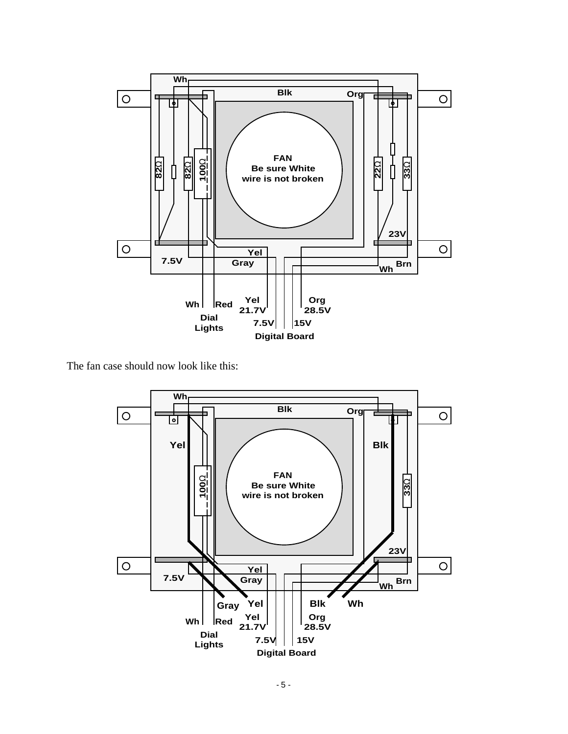Wh

Blk

Org

82Ω

82Ω

100Ω

FAN
Be sure White
wire is not broken

22Ω

33Ω

23V

7.5V

Yel

Gray

Wh

Brn

Wh

Red

Dial
Lights

Yel
21.7V

Org
28.5V

7.5V

15V

Digital Board

The fan case should now look like this:

Wh

Blk

Org

Yel

Blk

100Ω

FAN
Be sure White
wire is not broken

33Ω

23V

7.5V

Yel

Gray

Wh

Brn

Gray

Yel

Blk

Wh

Wh

Red

Dial
Lights

Yel
21.7V

Org
28.5V

7.5V

15V

Digital Board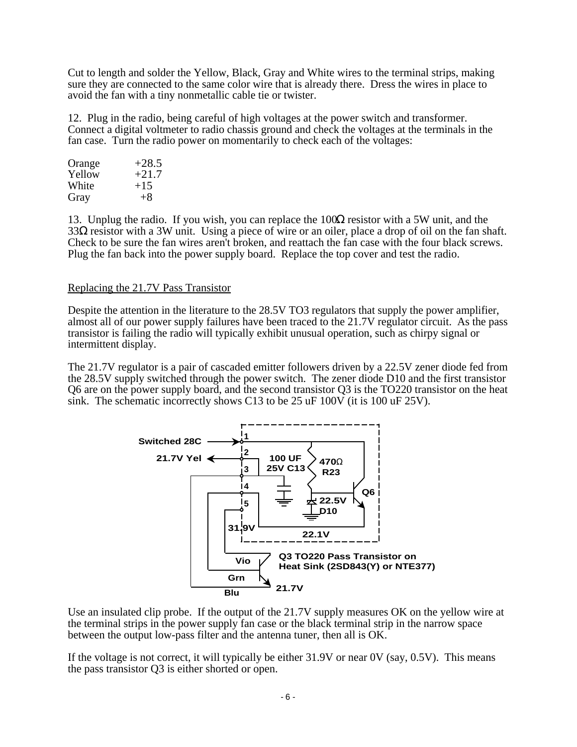Cut to length and solder the Yellow, Black, Gray and White wires to the terminal strips, making sure they are connected to the same color wire that is already there. Dress the wires in place to avoid the fan with a tiny nonmetallic cable tie or twister.

12. Plug in the radio, being careful of high voltages at the power switch and transformer. Connect a digital voltmeter to radio chassis ground and check the voltages at the terminals in the fan case. Turn the radio power on momentarily to check each of the voltages:

| | |
|---|---|
| Orange | +28.5 |
| Yellow | +21.7 |
| White | +15 |
| Gray | +8 |

13. Unplug the radio. If you wish, you can replace the 100Ω resistor with a 5W unit, and the 33Ω resistor with a 3W unit. Using a piece of wire or an oiler, place a drop of oil on the fan shaft. Check to be sure the fan wires aren't broken, and reattach the fan case with the four black screws. Plug the fan back into the power supply board. Replace the top cover and test the radio.

Replacing the 21.7V Pass Transistor

Despite the attention in the literature to the 28.5V TO3 regulators that supply the power amplifier, almost all of our power supply failures have been traced to the 21.7V regulator circuit. As the pass transistor is failing the radio will typically exhibit unusual operation, such as chirpy signal or intermittent display.

The 21.7V regulator is a pair of cascaded emitter followers driven by a 22.5V zener diode fed from the 28.5V supply switched through the power switch. The zener diode D10 and the first transistor Q6 are on the power supply board, and the second transistor Q3 is the TO220 transistor on the heat sink. The schematic incorrectly shows C13 to be 25 uF 100V (it is 100 uF 25V).

Switched 28C — 1; 21.7V Yel — 2; 3; 4; 5; 100 UF 25V C13; 470Ω R23; Q6; 22.5V D10; 31.9V; 22.1V; Vio; Grn; Blu; 21.7V; Q3 TO220 Pass Transistor on Heat Sink (2SD843(Y) or NTE377)

Use an insulated clip probe. If the output of the 21.7V supply measures OK on the yellow wire at the terminal strips in the power supply fan case or the black terminal strip in the narrow space between the output low-pass filter and the antenna tuner, then all is OK.

If the voltage is not correct, it will typically be either 31.9V or near 0V (say, 0.5V). This means the pass transistor Q3 is either shorted or open.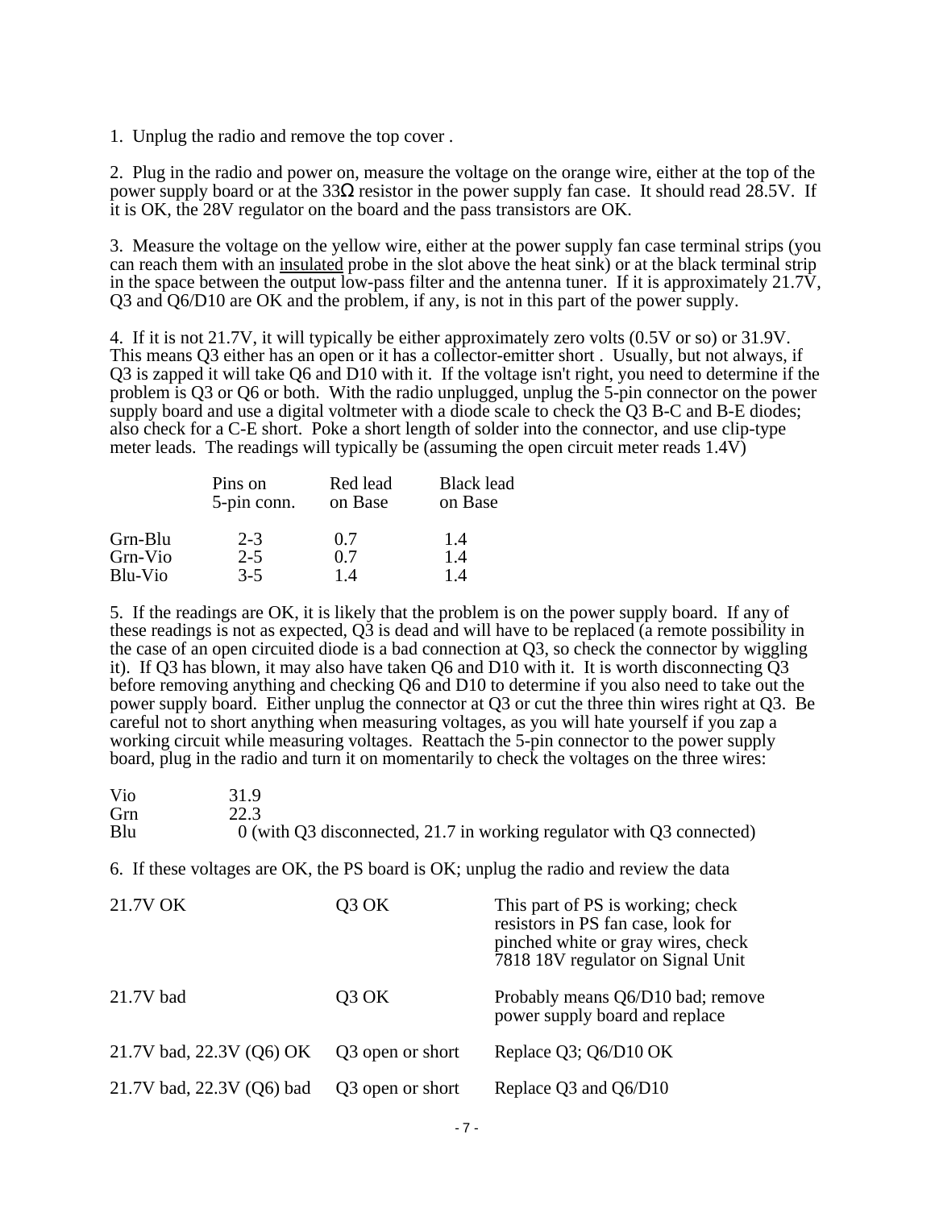1. Unplug the radio and remove the top cover .

2. Plug in the radio and power on, measure the voltage on the orange wire, either at the top of the power supply board or at the 33Ω resistor in the power supply fan case. It should read 28.5V. If it is OK, the 28V regulator on the board and the pass transistors are OK.

3. Measure the voltage on the yellow wire, either at the power supply fan case terminal strips (you can reach them with an <u>insulated</u> probe in the slot above the heat sink) or at the black terminal strip in the space between the output low-pass filter and the antenna tuner. If it is approximately 21.7V, Q3 and Q6/D10 are OK and the problem, if any, is not in this part of the power supply.

4. If it is not 21.7V, it will typically be either approximately zero volts (0.5V or so) or 31.9V. This means Q3 either has an open or it has a collector-emitter short . Usually, but not always, if Q3 is zapped it will take Q6 and D10 with it. If the voltage isn't right, you need to determine if the problem is Q3 or Q6 or both. With the radio unplugged, unplug the 5-pin connector on the power supply board and use a digital voltmeter with a diode scale to check the Q3 B-C and B-E diodes; also check for a C-E short. Poke a short length of solder into the connector, and use clip-type meter leads. The readings will typically be (assuming the open circuit meter reads 1.4V)

| | Pins on 5-pin conn. | Red lead on Base | Black lead on Base |
|---|---|---|---|
| Grn-Blu | 2-3 | 0.7 | 1.4 |
| Grn-Vio | 2-5 | 0.7 | 1.4 |
| Blu-Vio | 3-5 | 1.4 | 1.4 |

5. If the readings are OK, it is likely that the problem is on the power supply board. If any of these readings is not as expected, Q3 is dead and will have to be replaced (a remote possibility in the case of an open circuited diode is a bad connection at Q3, so check the connector by wiggling it). If Q3 has blown, it may also have taken Q6 and D10 with it. It is worth disconnecting Q3 before removing anything and checking Q6 and D10 to determine if you also need to take out the power supply board. Either unplug the connector at Q3 or cut the three thin wires right at Q3. Be careful not to short anything when measuring voltages, as you will hate yourself if you zap a working circuit while measuring voltages. Reattach the 5-pin connector to the power supply board, plug in the radio and turn it on momentarily to check the voltages on the three wires:

| | |
|---|---|
| Vio | 31.9 |
| Grn | 22.3 |
| Blu | 0 (with Q3 disconnected, 21.7 in working regulator with Q3 connected) |

6. If these voltages are OK, the PS board is OK; unplug the radio and review the data

| | | |
|---|---|---|
| 21.7V OK | Q3 OK | This part of PS is working; check resistors in PS fan case, look for pinched white or gray wires, check 7818 18V regulator on Signal Unit |
| 21.7V bad | Q3 OK | Probably means Q6/D10 bad; remove power supply board and replace |
| 21.7V bad, 22.3V (Q6) OK | Q3 open or short | Replace Q3; Q6/D10 OK |
| 21.7V bad, 22.3V (Q6) bad | Q3 open or short | Replace Q3 and Q6/D10 |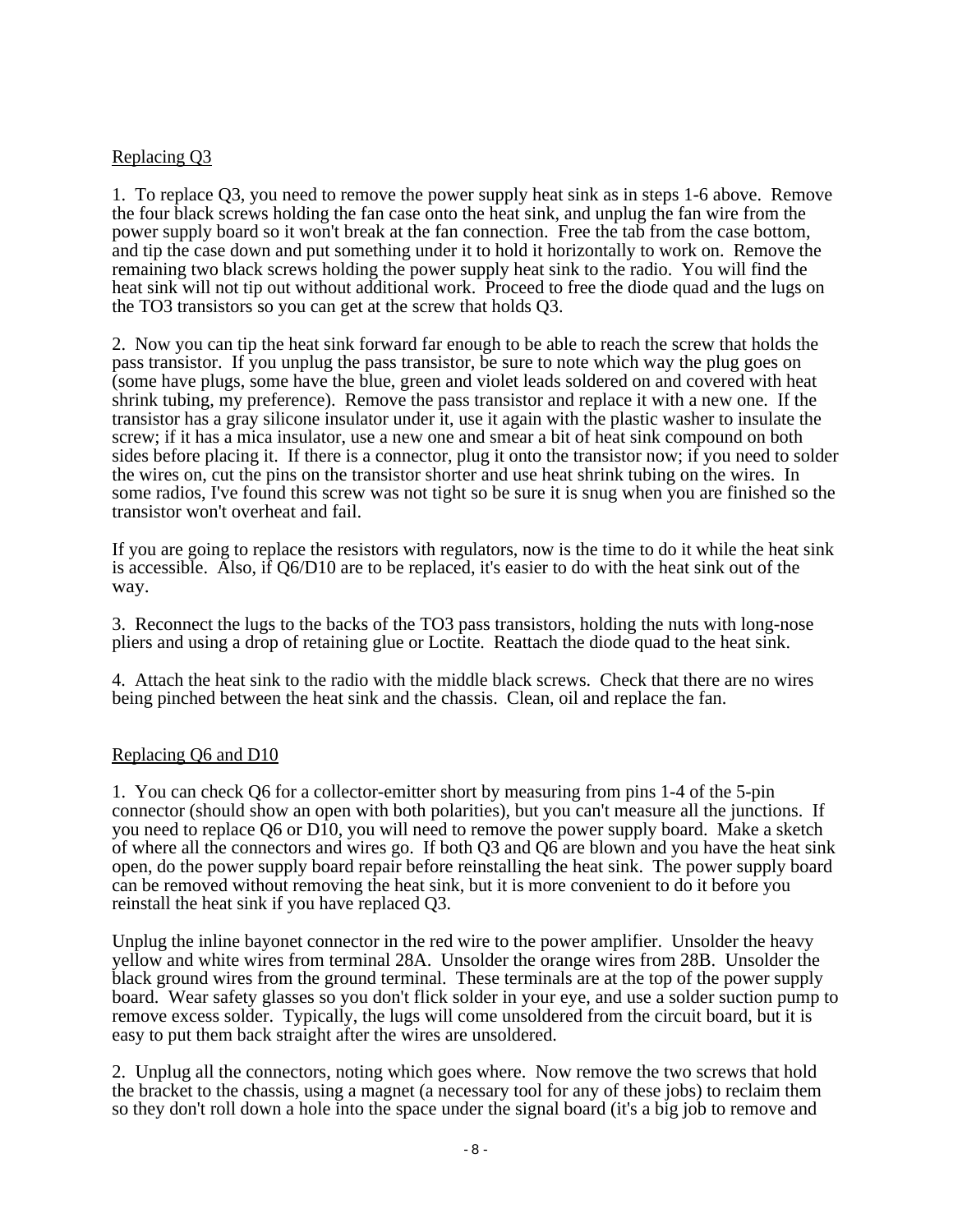Replacing Q3

1. To replace Q3, you need to remove the power supply heat sink as in steps 1-6 above. Remove the four black screws holding the fan case onto the heat sink, and unplug the fan wire from the power supply board so it won't break at the fan connection. Free the tab from the case bottom, and tip the case down and put something under it to hold it horizontally to work on. Remove the remaining two black screws holding the power supply heat sink to the radio. You will find the heat sink will not tip out without additional work. Proceed to free the diode quad and the lugs on the TO3 transistors so you can get at the screw that holds Q3.

2. Now you can tip the heat sink forward far enough to be able to reach the screw that holds the pass transistor. If you unplug the pass transistor, be sure to note which way the plug goes on (some have plugs, some have the blue, green and violet leads soldered on and covered with heat shrink tubing, my preference). Remove the pass transistor and replace it with a new one. If the transistor has a gray silicone insulator under it, use it again with the plastic washer to insulate the screw; if it has a mica insulator, use a new one and smear a bit of heat sink compound on both sides before placing it. If there is a connector, plug it onto the transistor now; if you need to solder the wires on, cut the pins on the transistor shorter and use heat shrink tubing on the wires. In some radios, I've found this screw was not tight so be sure it is snug when you are finished so the transistor won't overheat and fail.

If you are going to replace the resistors with regulators, now is the time to do it while the heat sink is accessible. Also, if Q6/D10 are to be replaced, it's easier to do with the heat sink out of the way.

3. Reconnect the lugs to the backs of the TO3 pass transistors, holding the nuts with long-nose pliers and using a drop of retaining glue or Loctite. Reattach the diode quad to the heat sink.

4. Attach the heat sink to the radio with the middle black screws. Check that there are no wires being pinched between the heat sink and the chassis. Clean, oil and replace the fan.

Replacing Q6 and D10

1. You can check Q6 for a collector-emitter short by measuring from pins 1-4 of the 5-pin connector (should show an open with both polarities), but you can't measure all the junctions. If you need to replace Q6 or D10, you will need to remove the power supply board. Make a sketch of where all the connectors and wires go. If both Q3 and Q6 are blown and you have the heat sink open, do the power supply board repair before reinstalling the heat sink. The power supply board can be removed without removing the heat sink, but it is more convenient to do it before you reinstall the heat sink if you have replaced Q3.

Unplug the inline bayonet connector in the red wire to the power amplifier. Unsolder the heavy yellow and white wires from terminal 28A. Unsolder the orange wires from 28B. Unsolder the black ground wires from the ground terminal. These terminals are at the top of the power supply board. Wear safety glasses so you don't flick solder in your eye, and use a solder suction pump to remove excess solder. Typically, the lugs will come unsoldered from the circuit board, but it is easy to put them back straight after the wires are unsoldered.

2. Unplug all the connectors, noting which goes where. Now remove the two screws that hold the bracket to the chassis, using a magnet (a necessary tool for any of these jobs) to reclaim them so they don't roll down a hole into the space under the signal board (it's a big job to remove and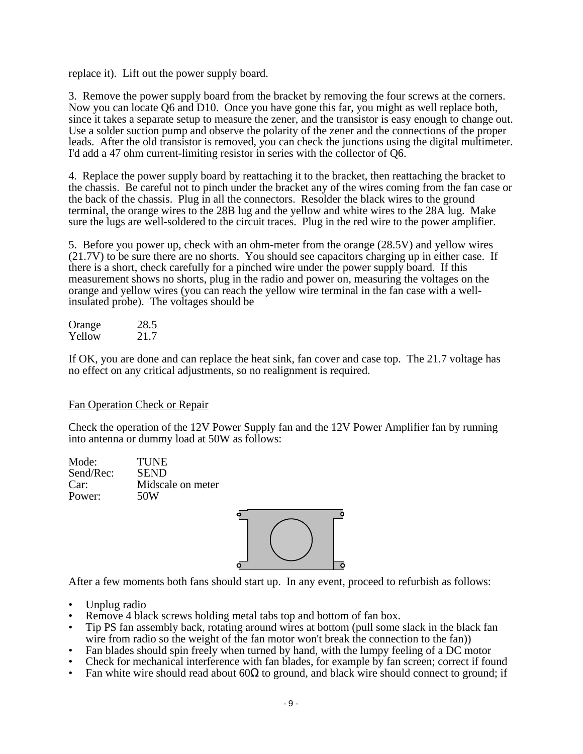replace it). Lift out the power supply board.

3. Remove the power supply board from the bracket by removing the four screws at the corners. Now you can locate Q6 and D10. Once you have gone this far, you might as well replace both, since it takes a separate setup to measure the zener, and the transistor is easy enough to change out. Use a solder suction pump and observe the polarity of the zener and the connections of the proper leads. After the old transistor is removed, you can check the junctions using the digital multimeter. I'd add a 47 ohm current-limiting resistor in series with the collector of Q6.

4. Replace the power supply board by reattaching it to the bracket, then reattaching the bracket to the chassis. Be careful not to pinch under the bracket any of the wires coming from the fan case or the back of the chassis. Plug in all the connectors. Resolder the black wires to the ground terminal, the orange wires to the 28B lug and the yellow and white wires to the 28A lug. Make sure the lugs are well-soldered to the circuit traces. Plug in the red wire to the power amplifier.

5. Before you power up, check with an ohm-meter from the orange (28.5V) and yellow wires (21.7V) to be sure there are no shorts. You should see capacitors charging up in either case. If there is a short, check carefully for a pinched wire under the power supply board. If this measurement shows no shorts, plug in the radio and power on, measuring the voltages on the orange and yellow wires (you can reach the yellow wire terminal in the fan case with a well-insulated probe). The voltages should be

| | |
|---|---|
| Orange | 28.5 |
| Yellow | 21.7 |

If OK, you are done and can replace the heat sink, fan cover and case top. The 21.7 voltage has no effect on any critical adjustments, so no realignment is required.

## Fan Operation Check or Repair

Check the operation of the 12V Power Supply fan and the 12V Power Amplifier fan by running into antenna or dummy load at 50W as follows:

| | |
|---|---|
| Mode: | TUNE |
| Send/Rec: | SEND |
| Car: | Midscale on meter |
| Power: | 50W |

After a few moments both fans should start up. In any event, proceed to refurbish as follows:

- Unplug radio
- Remove 4 black screws holding metal tabs top and bottom of fan box.
- Tip PS fan assembly back, rotating around wires at bottom (pull some slack in the black fan wire from radio so the weight of the fan motor won't break the connection to the fan))
- Fan blades should spin freely when turned by hand, with the lumpy feeling of a DC motor
- Check for mechanical interference with fan blades, for example by fan screen; correct if found
- Fan white wire should read about 60Ω to ground, and black wire should connect to ground; if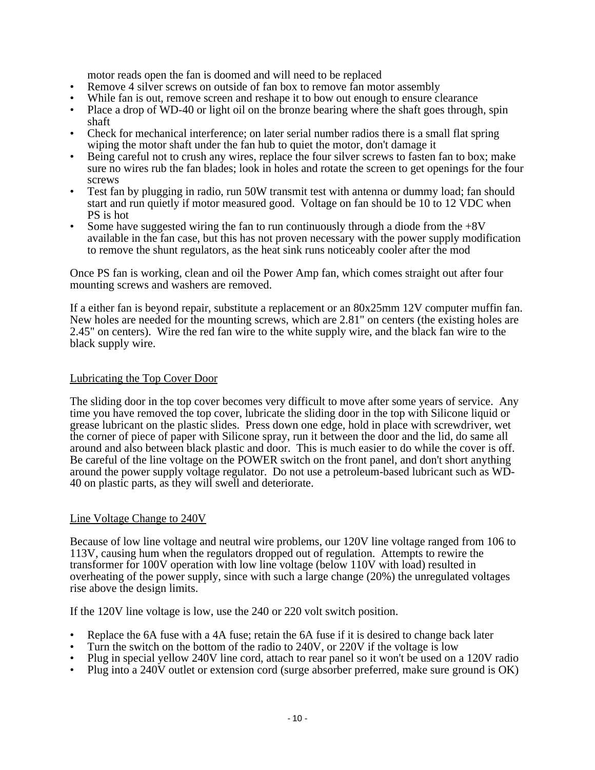motor reads open the fan is doomed and will need to be replaced

- Remove 4 silver screws on outside of fan box to remove fan motor assembly
- While fan is out, remove screen and reshape it to bow out enough to ensure clearance
- Place a drop of WD-40 or light oil on the bronze bearing where the shaft goes through, spin shaft
- Check for mechanical interference; on later serial number radios there is a small flat spring wiping the motor shaft under the fan hub to quiet the motor, don't damage it
- Being careful not to crush any wires, replace the four silver screws to fasten fan to box; make sure no wires rub the fan blades; look in holes and rotate the screen to get openings for the four screws
- Test fan by plugging in radio, run 50W transmit test with antenna or dummy load; fan should start and run quietly if motor measured good. Voltage on fan should be 10 to 12 VDC when PS is hot
- Some have suggested wiring the fan to run continuously through a diode from the +8V available in the fan case, but this has not proven necessary with the power supply modification to remove the shunt regulators, as the heat sink runs noticeably cooler after the mod

Once PS fan is working, clean and oil the Power Amp fan, which comes straight out after four mounting screws and washers are removed.

If a either fan is beyond repair, substitute a replacement or an 80x25mm 12V computer muffin fan. New holes are needed for the mounting screws, which are 2.81" on centers (the existing holes are 2.45" on centers). Wire the red fan wire to the white supply wire, and the black fan wire to the black supply wire.

## Lubricating the Top Cover Door

The sliding door in the top cover becomes very difficult to move after some years of service. Any time you have removed the top cover, lubricate the sliding door in the top with Silicone liquid or grease lubricant on the plastic slides. Press down one edge, hold in place with screwdriver, wet the corner of piece of paper with Silicone spray, run it between the door and the lid, do same all around and also between black plastic and door. This is much easier to do while the cover is off. Be careful of the line voltage on the POWER switch on the front panel, and don't short anything around the power supply voltage regulator. Do not use a petroleum-based lubricant such as WD-40 on plastic parts, as they will swell and deteriorate.

## Line Voltage Change to 240V

Because of low line voltage and neutral wire problems, our 120V line voltage ranged from 106 to 113V, causing hum when the regulators dropped out of regulation. Attempts to rewire the transformer for 100V operation with low line voltage (below 110V with load) resulted in overheating of the power supply, since with such a large change (20%) the unregulated voltages rise above the design limits.

If the 120V line voltage is low, use the 240 or 220 volt switch position.

- Replace the 6A fuse with a 4A fuse; retain the 6A fuse if it is desired to change back later
- Turn the switch on the bottom of the radio to 240V, or 220V if the voltage is low
- Plug in special yellow 240V line cord, attach to rear panel so it won't be used on a 120V radio
- Plug into a 240V outlet or extension cord (surge absorber preferred, make sure ground is OK)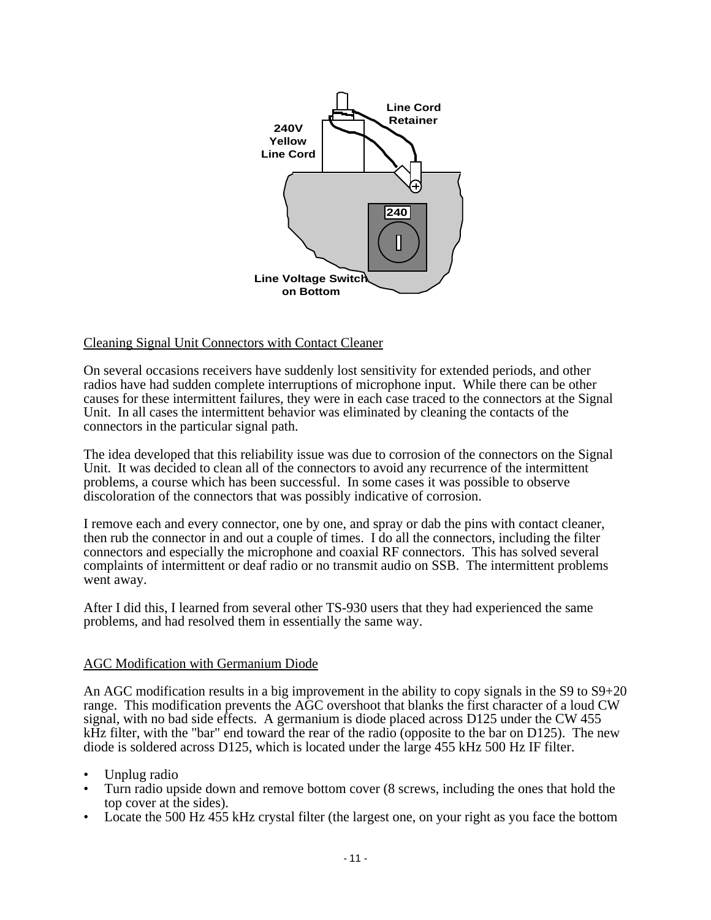Line Cord
Retainer

240V
Yellow
Line Cord

240

Line Voltage Switch
on Bottom

Cleaning Signal Unit Connectors with Contact Cleaner

On several occasions receivers have suddenly lost sensitivity for extended periods, and other radios have had sudden complete interruptions of microphone input. While there can be other causes for these intermittent failures, they were in each case traced to the connectors at the Signal Unit. In all cases the intermittent behavior was eliminated by cleaning the contacts of the connectors in the particular signal path.

The idea developed that this reliability issue was due to corrosion of the connectors on the Signal Unit. It was decided to clean all of the connectors to avoid any recurrence of the intermittent problems, a course which has been successful. In some cases it was possible to observe discoloration of the connectors that was possibly indicative of corrosion.

I remove each and every connector, one by one, and spray or dab the pins with contact cleaner, then rub the connector in and out a couple of times. I do all the connectors, including the filter connectors and especially the microphone and coaxial RF connectors. This has solved several complaints of intermittent or deaf radio or no transmit audio on SSB. The intermittent problems went away.

After I did this, I learned from several other TS-930 users that they had experienced the same problems, and had resolved them in essentially the same way.

AGC Modification with Germanium Diode

An AGC modification results in a big improvement in the ability to copy signals in the S9 to S9+20 range. This modification prevents the AGC overshoot that blanks the first character of a loud CW signal, with no bad side effects. A germanium is diode placed across D125 under the CW 455 kHz filter, with the "bar" end toward the rear of the radio (opposite to the bar on D125). The new diode is soldered across D125, which is located under the large 455 kHz 500 Hz IF filter.

- Unplug radio
- Turn radio upside down and remove bottom cover (8 screws, including the ones that hold the top cover at the sides).
- Locate the 500 Hz 455 kHz crystal filter (the largest one, on your right as you face the bottom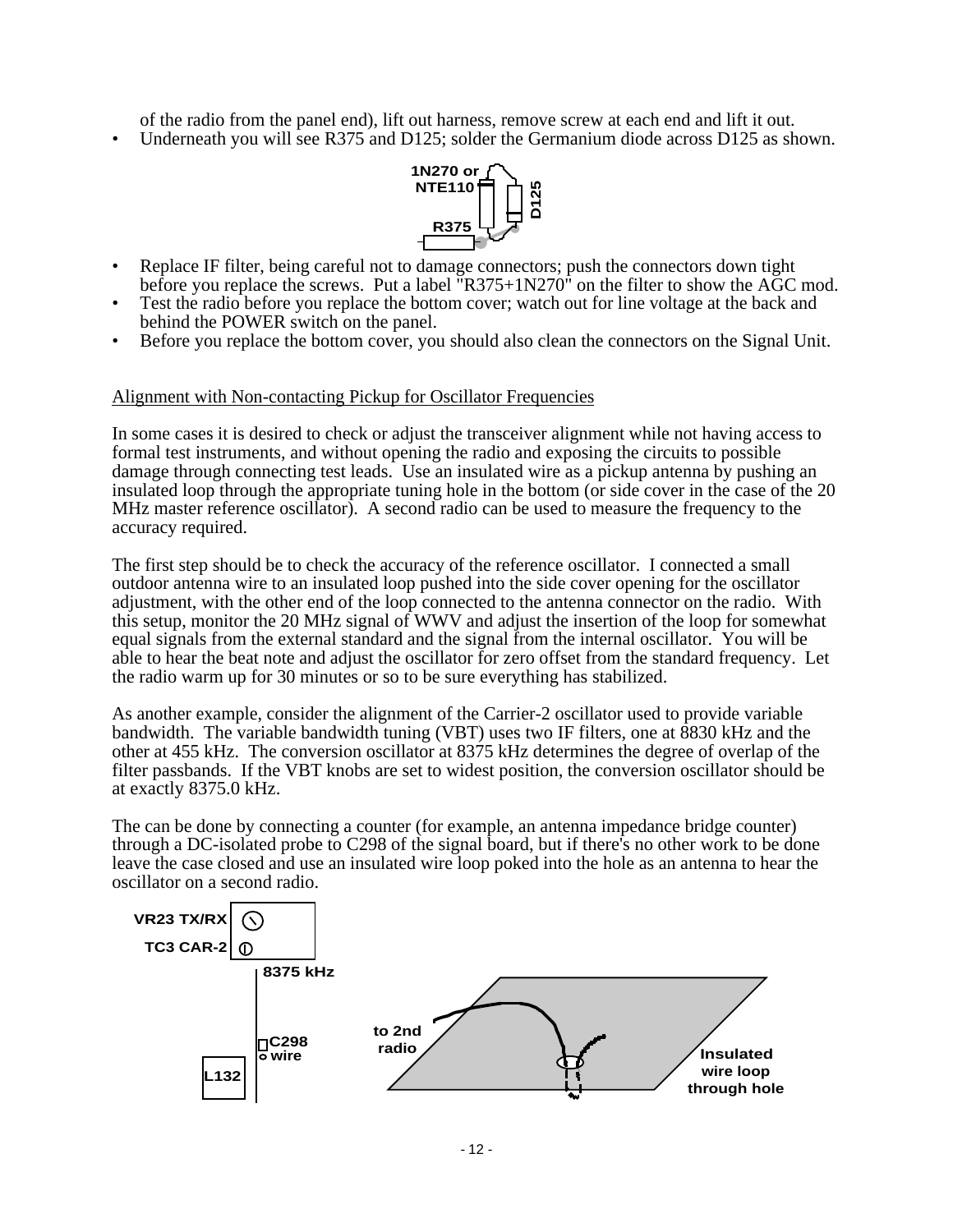of the radio from the panel end), lift out harness, remove screw at each end and lift it out.

- Underneath you will see R375 and D125; solder the Germanium diode across D125 as shown.

1N270 or
NTE110
D125
R375

- Replace IF filter, being careful not to damage connectors; push the connectors down tight before you replace the screws. Put a label "R375+1N270" on the filter to show the AGC mod.
- Test the radio before you replace the bottom cover; watch out for line voltage at the back and behind the POWER switch on the panel.
- Before you replace the bottom cover, you should also clean the connectors on the Signal Unit.

## Alignment with Non-contacting Pickup for Oscillator Frequencies

In some cases it is desired to check or adjust the transceiver alignment while not having access to formal test instruments, and without opening the radio and exposing the circuits to possible damage through connecting test leads. Use an insulated wire as a pickup antenna by pushing an insulated loop through the appropriate tuning hole in the bottom (or side cover in the case of the 20 MHz master reference oscillator). A second radio can be used to measure the frequency to the accuracy required.

The first step should be to check the accuracy of the reference oscillator. I connected a small outdoor antenna wire to an insulated loop pushed into the side cover opening for the oscillator adjustment, with the other end of the loop connected to the antenna connector on the radio. With this setup, monitor the 20 MHz signal of WWV and adjust the insertion of the loop for somewhat equal signals from the external standard and the signal from the internal oscillator. You will be able to hear the beat note and adjust the oscillator for zero offset from the standard frequency. Let the radio warm up for 30 minutes or so to be sure everything has stabilized.

As another example, consider the alignment of the Carrier-2 oscillator used to provide variable bandwidth. The variable bandwidth tuning (VBT) uses two IF filters, one at 8830 kHz and the other at 455 kHz. The conversion oscillator at 8375 kHz determines the degree of overlap of the filter passbands. If the VBT knobs are set to widest position, the conversion oscillator should be at exactly 8375.0 kHz.

The can be done by connecting a counter (for example, an antenna impedance bridge counter) through a DC-isolated probe to C298 of the signal board, but if there's no other work to be done leave the case closed and use an insulated wire loop poked into the hole as an antenna to hear the oscillator on a second radio.

VR23 TX/RX
TC3 CAR-2
8375 kHz
C298
wire
L132
to 2nd
radio
Insulated
wire loop
through hole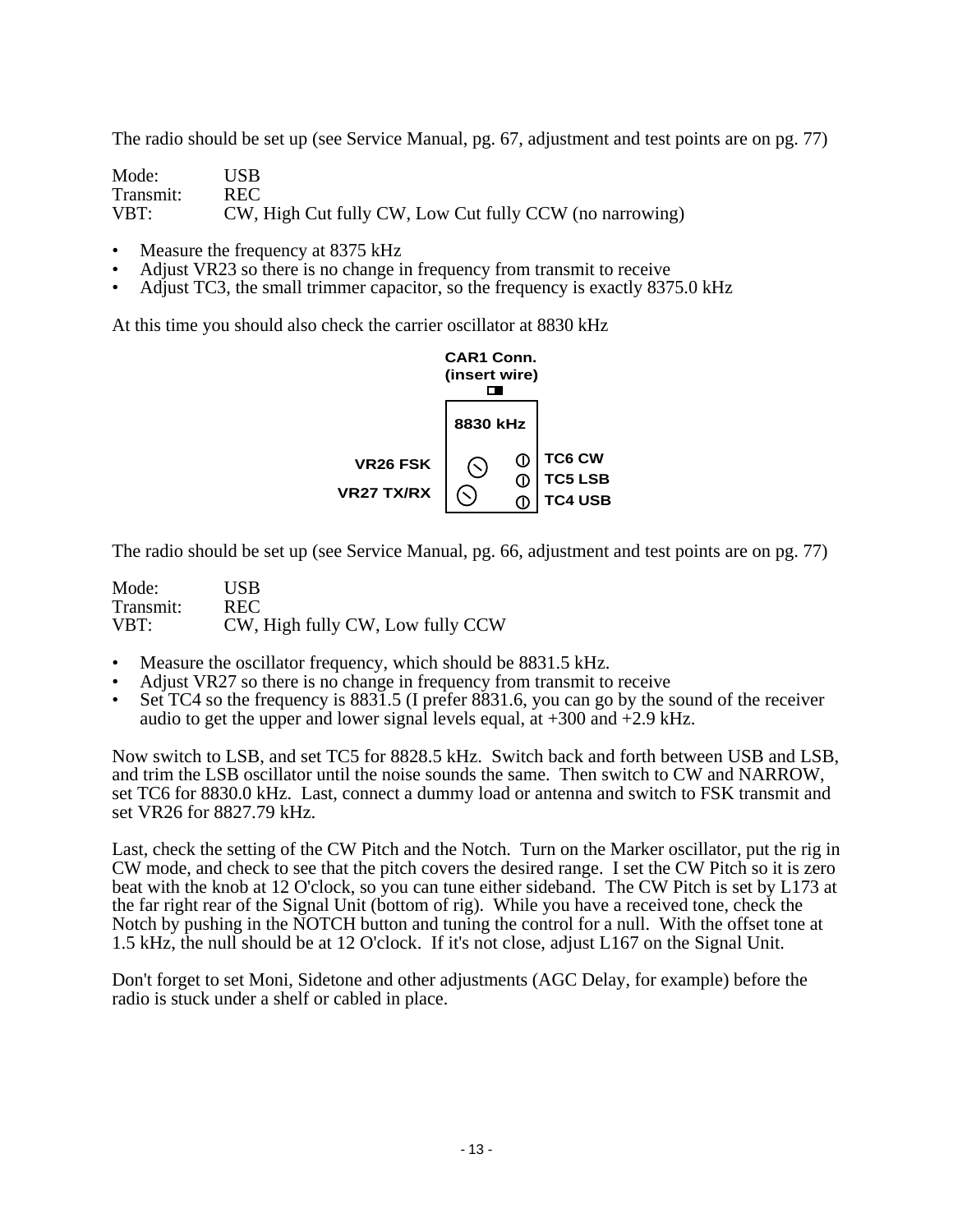The radio should be set up (see Service Manual, pg. 67, adjustment and test points are on pg. 77)

Mode: USB
Transmit: REC
VBT: CW, High Cut fully CW, Low Cut fully CCW (no narrowing)

- Measure the frequency at 8375 kHz
- Adjust VR23 so there is no change in frequency from transmit to receive
- Adjust TC3, the small trimmer capacitor, so the frequency is exactly 8375.0 kHz

At this time you should also check the carrier oscillator at 8830 kHz

CAR1 Conn.
(insert wire)

8830 kHz

VR26 FSK
VR27 TX/RX

TC6 CW
TC5 LSB
TC4 USB

The radio should be set up (see Service Manual, pg. 66, adjustment and test points are on pg. 77)

Mode: USB
Transmit: REC
VBT: CW, High fully CW, Low fully CCW

- Measure the oscillator frequency, which should be 8831.5 kHz.
- Adjust VR27 so there is no change in frequency from transmit to receive
- Set TC4 so the frequency is 8831.5 (I prefer 8831.6, you can go by the sound of the receiver audio to get the upper and lower signal levels equal, at +300 and +2.9 kHz.

Now switch to LSB, and set TC5 for 8828.5 kHz. Switch back and forth between USB and LSB, and trim the LSB oscillator until the noise sounds the same. Then switch to CW and NARROW, set TC6 for 8830.0 kHz. Last, connect a dummy load or antenna and switch to FSK transmit and set VR26 for 8827.79 kHz.

Last, check the setting of the CW Pitch and the Notch. Turn on the Marker oscillator, put the rig in CW mode, and check to see that the pitch covers the desired range. I set the CW Pitch so it is zero beat with the knob at 12 O'clock, so you can tune either sideband. The CW Pitch is set by L173 at the far right rear of the Signal Unit (bottom of rig). While you have a received tone, check the Notch by pushing in the NOTCH button and tuning the control for a null. With the offset tone at 1.5 kHz, the null should be at 12 O'clock. If it's not close, adjust L167 on the Signal Unit.

Don't forget to set Moni, Sidetone and other adjustments (AGC Delay, for example) before the radio is stuck under a shelf or cabled in place.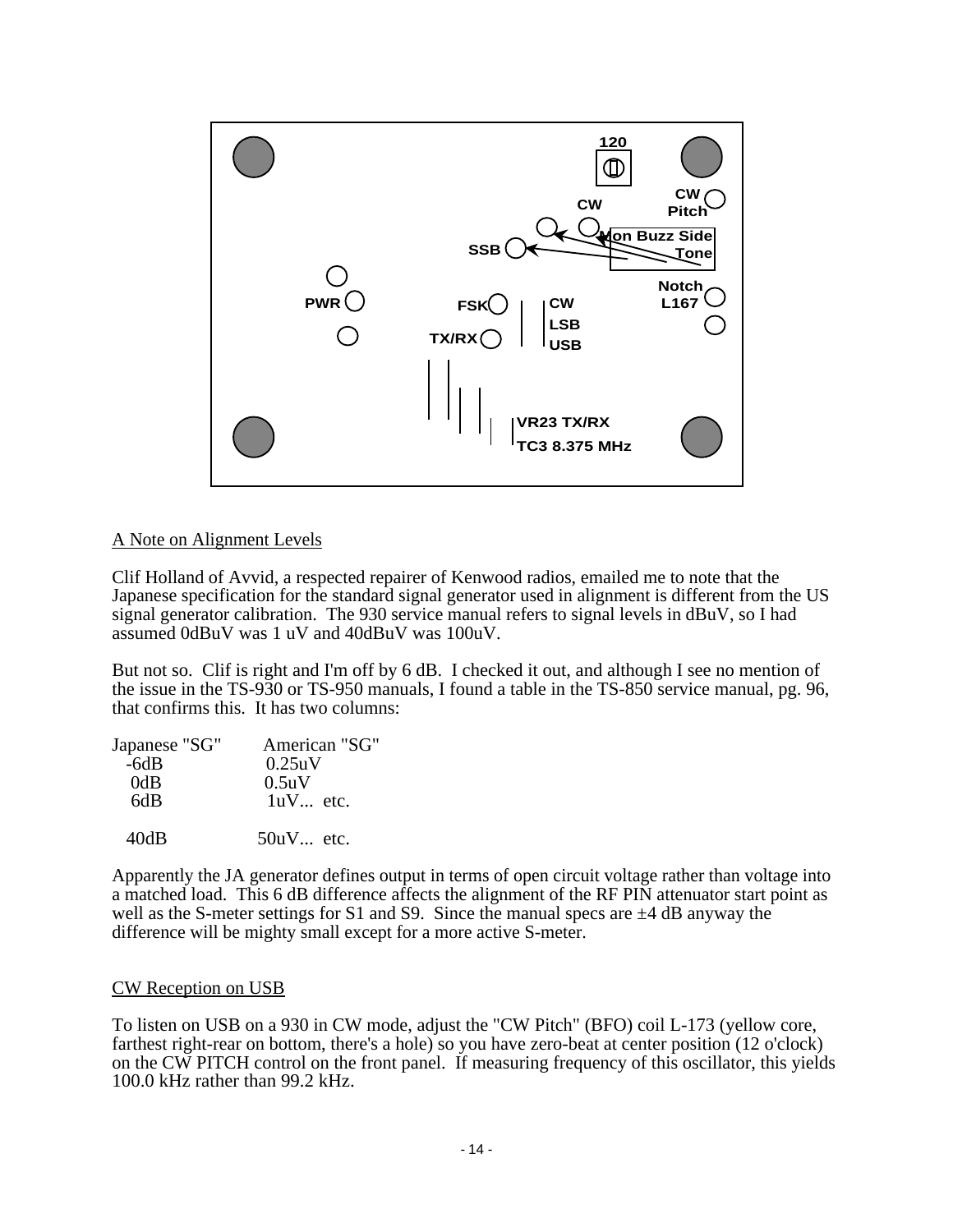120

CW

CW Pitch

Mon Buzz Side Tone

SSB

Notch L167

PWR

FSK

CW

LSB

USB

TX/RX

VR23 TX/RX

TC3 8.375 MHz

## A Note on Alignment Levels

Clif Holland of Avvid, a respected repairer of Kenwood radios, emailed me to note that the Japanese specification for the standard signal generator used in alignment is different from the US signal generator calibration. The 930 service manual refers to signal levels in dBuV, so I had assumed 0dBuV was 1 uV and 40dBuV was 100uV.

But not so. Clif is right and I'm off by 6 dB. I checked it out, and although I see no mention of the issue in the TS-930 or TS-950 manuals, I found a table in the TS-850 service manual, pg. 96, that confirms this. It has two columns:

| Japanese "SG" | American "SG" |
|---|---|
| -6dB | 0.25uV |
| 0dB | 0.5uV |
| 6dB | 1uV... etc. |
| | |
| 40dB | 50uV... etc. |

Apparently the JA generator defines output in terms of open circuit voltage rather than voltage into a matched load. This 6 dB difference affects the alignment of the RF PIN attenuator start point as well as the S-meter settings for S1 and S9. Since the manual specs are ±4 dB anyway the difference will be mighty small except for a more active S-meter.

## CW Reception on USB

To listen on USB on a 930 in CW mode, adjust the "CW Pitch" (BFO) coil L-173 (yellow core, farthest right-rear on bottom, there's a hole) so you have zero-beat at center position (12 o'clock) on the CW PITCH control on the front panel. If measuring frequency of this oscillator, this yields 100.0 kHz rather than 99.2 kHz.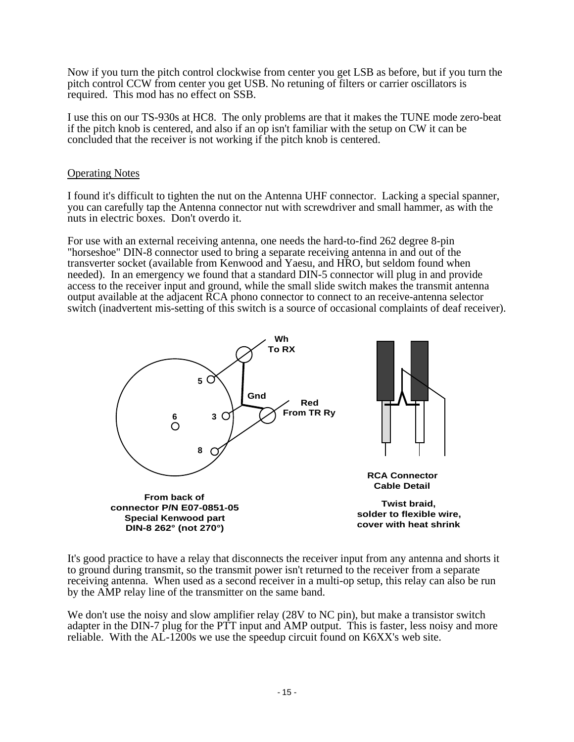Now if you turn the pitch control clockwise from center you get LSB as before, but if you turn the pitch control CCW from center you get USB. No retuning of filters or carrier oscillators is required.  This mod has no effect on SSB.

I use this on our TS-930s at HC8.  The only problems are that it makes the TUNE mode zero-beat if the pitch knob is centered, and also if an op isn't familiar with the setup on CW it can be concluded that the receiver is not working if the pitch knob is centered.

## Operating Notes

I found it's difficult to tighten the nut on the Antenna UHF connector.  Lacking a special spanner, you can carefully tap the Antenna connector nut with screwdriver and small hammer, as with the nuts in electric boxes.  Don't overdo it.

For use with an external receiving antenna, one needs the hard-to-find 262 degree 8-pin "horseshoe" DIN-8 connector used to bring a separate receiving antenna in and out of the transverter socket (available from Kenwood and Yaesu, and HRO, but seldom found when needed).  In an emergency we found that a standard DIN-5 connector will plug in and provide access to the receiver input and ground, while the small slide switch makes the transmit antenna output available at the adjacent RCA phono connector to connect to an receive-antenna selector switch (inadvertent mis-setting of this switch is a source of occasional complaints of deaf receiver).

Wh
To RX
5
Gnd
Red
From TR Ry
6
3
8

From back of
connector P/N E07-0851-05
Special Kenwood part
DIN-8 262° (not 270°)

RCA Connector
Cable Detail

Twist braid,
solder to flexible wire,
cover with heat shrink

It's good practice to have a relay that disconnects the receiver input from any antenna and shorts it to ground during transmit, so the transmit power isn't returned to the receiver from a separate receiving antenna.  When used as a second receiver in a multi-op setup, this relay can also be run by the AMP relay line of the transmitter on the same band.

We don't use the noisy and slow amplifier relay (28V to NC pin), but make a transistor switch adapter in the DIN-7 plug for the PTT input and AMP output.  This is faster, less noisy and more reliable.  With the AL-1200s we use the speedup circuit found on K6XX's web site.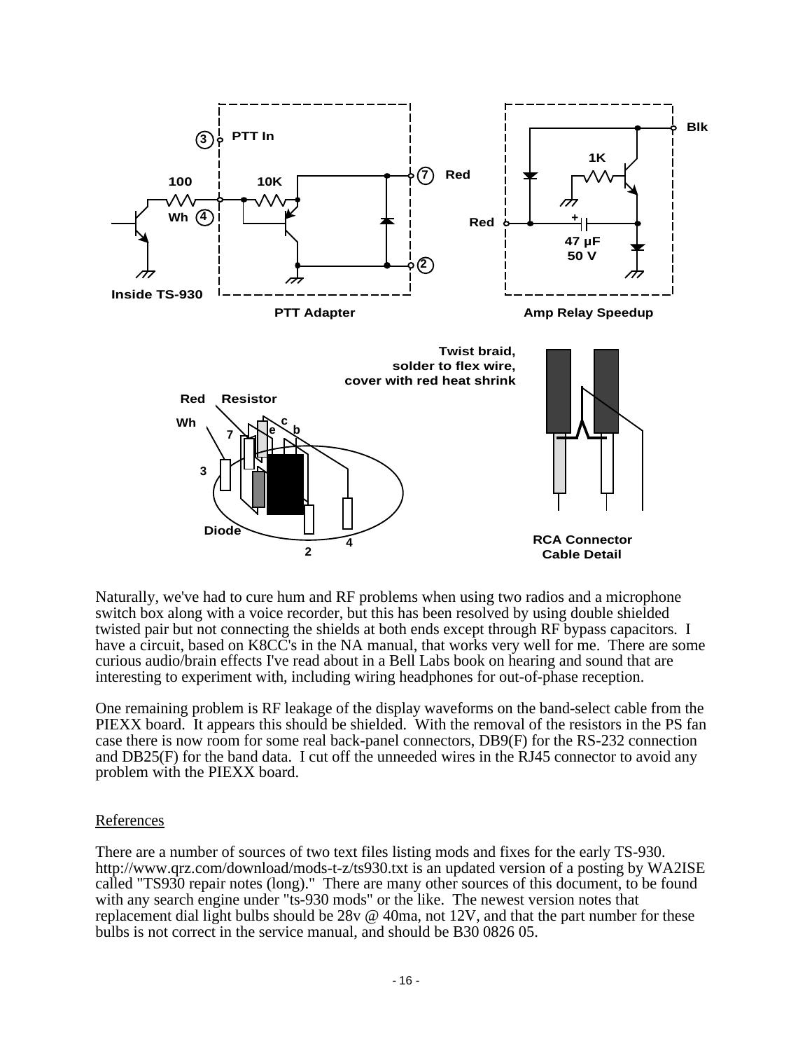PTT In

3

100

10K

Wh 4

7 Red

2

Inside TS-930

PTT Adapter

Blk

1K

Red

+

47 µF
50 V

Amp Relay Speedup

Twist braid,
solder to flex wire,
cover with red heat shrink

Red Resistor

Wh

c

e b

7

3

Diode

4

2

RCA Connector
Cable Detail

Naturally, we've had to cure hum and RF problems when using two radios and a microphone switch box along with a voice recorder, but this has been resolved by using double shielded twisted pair but not connecting the shields at both ends except through RF bypass capacitors. I have a circuit, based on K8CC's in the NA manual, that works very well for me. There are some curious audio/brain effects I've read about in a Bell Labs book on hearing and sound that are interesting to experiment with, including wiring headphones for out-of-phase reception.

One remaining problem is RF leakage of the display waveforms on the band-select cable from the PIEXX board. It appears this should be shielded. With the removal of the resistors in the PS fan case there is now room for some real back-panel connectors, DB9(F) for the RS-232 connection and DB25(F) for the band data. I cut off the unneeded wires in the RJ45 connector to avoid any problem with the PIEXX board.

References

There are a number of sources of two text files listing mods and fixes for the early TS-930. http://www.qrz.com/download/mods-t-z/ts930.txt is an updated version of a posting by WA2ISE called "TS930 repair notes (long)." There are many other sources of this document, to be found with any search engine under "ts-930 mods" or the like. The newest version notes that replacement dial light bulbs should be 28v @ 40ma, not 12V, and that the part number for these bulbs is not correct in the service manual, and should be B30 0826 05.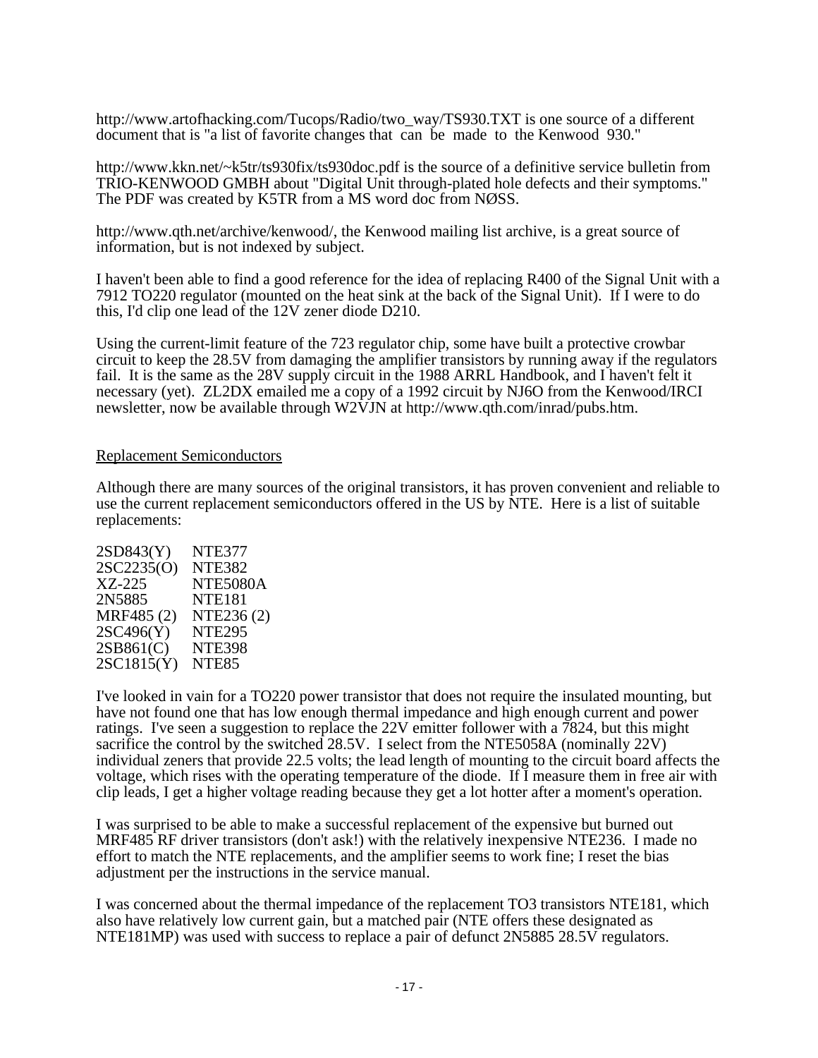http://www.artofhacking.com/Tucops/Radio/two_way/TS930.TXT is one source of a different document that is "a list of favorite changes that can be made to the Kenwood 930."

http://www.kkn.net/~k5tr/ts930fix/ts930doc.pdf is the source of a definitive service bulletin from TRIO-KENWOOD GMBH about "Digital Unit through-plated hole defects and their symptoms." The PDF was created by K5TR from a MS word doc from NØSS.

http://www.qth.net/archive/kenwood/, the Kenwood mailing list archive, is a great source of information, but is not indexed by subject.

I haven't been able to find a good reference for the idea of replacing R400 of the Signal Unit with a 7912 TO220 regulator (mounted on the heat sink at the back of the Signal Unit). If I were to do this, I'd clip one lead of the 12V zener diode D210.

Using the current-limit feature of the 723 regulator chip, some have built a protective crowbar circuit to keep the 28.5V from damaging the amplifier transistors by running away if the regulators fail. It is the same as the 28V supply circuit in the 1988 ARRL Handbook, and I haven't felt it necessary (yet). ZL2DX emailed me a copy of a 1992 circuit by NJ6O from the Kenwood/IRCI newsletter, now be available through W2VJN at http://www.qth.com/inrad/pubs.htm.

## Replacement Semiconductors

Although there are many sources of the original transistors, it has proven convenient and reliable to use the current replacement semiconductors offered in the US by NTE. Here is a list of suitable replacements:

| | |
|---|---|
| 2SD843(Y) | NTE377 |
| 2SC2235(O) | NTE382 |
| XZ-225 | NTE5080A |
| 2N5885 | NTE181 |
| MRF485 (2) | NTE236 (2) |
| 2SC496(Y) | NTE295 |
| 2SB861(C) | NTE398 |
| 2SC1815(Y) | NTE85 |

I've looked in vain for a TO220 power transistor that does not require the insulated mounting, but have not found one that has low enough thermal impedance and high enough current and power ratings. I've seen a suggestion to replace the 22V emitter follower with a 7824, but this might sacrifice the control by the switched 28.5V. I select from the NTE5058A (nominally 22V) individual zeners that provide 22.5 volts; the lead length of mounting to the circuit board affects the voltage, which rises with the operating temperature of the diode. If I measure them in free air with clip leads, I get a higher voltage reading because they get a lot hotter after a moment's operation.

I was surprised to be able to make a successful replacement of the expensive but burned out MRF485 RF driver transistors (don't ask!) with the relatively inexpensive NTE236. I made no effort to match the NTE replacements, and the amplifier seems to work fine; I reset the bias adjustment per the instructions in the service manual.

I was concerned about the thermal impedance of the replacement TO3 transistors NTE181, which also have relatively low current gain, but a matched pair (NTE offers these designated as NTE181MP) was used with success to replace a pair of defunct 2N5885 28.5V regulators.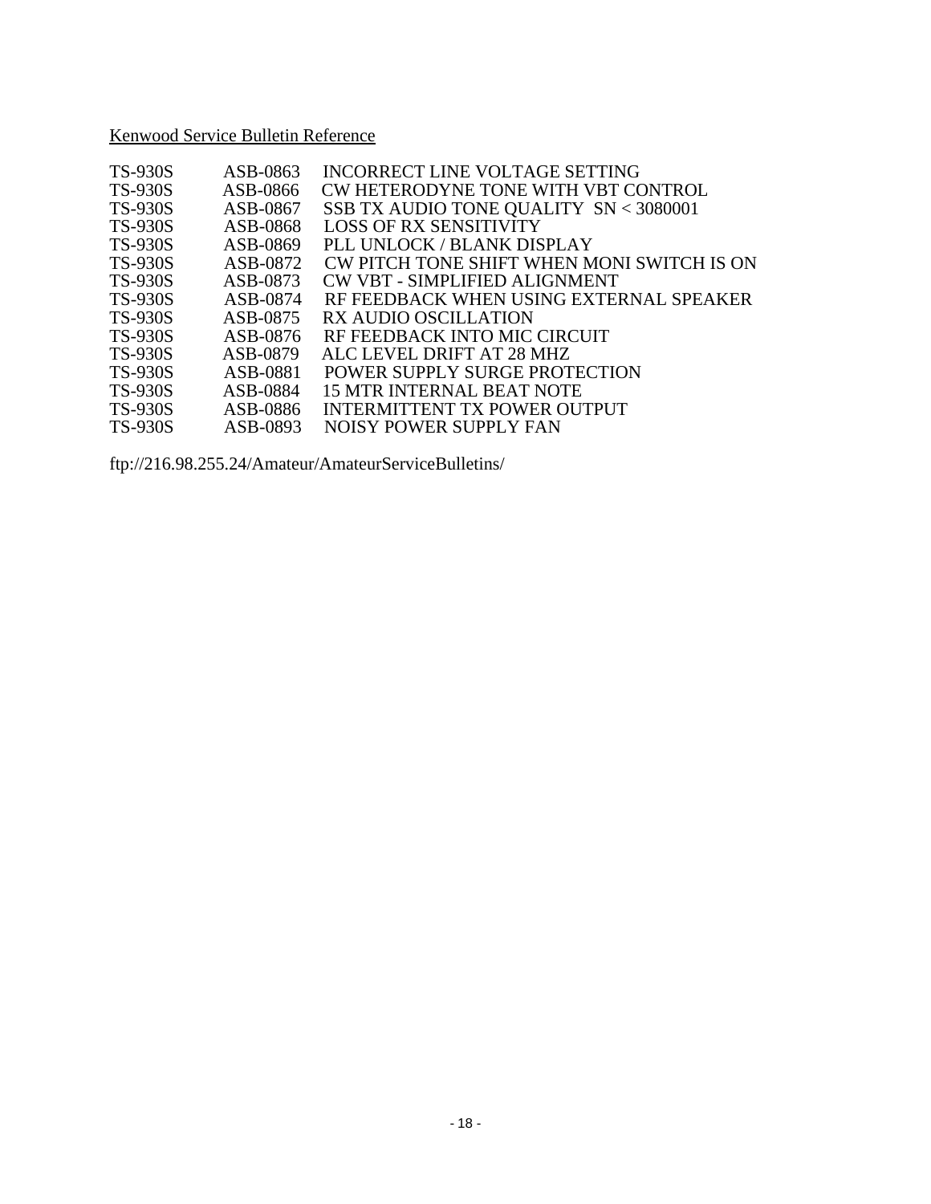Kenwood Service Bulletin Reference

| | | |
|---|---|---|
| TS-930S | ASB-0863 | INCORRECT LINE VOLTAGE SETTING |
| TS-930S | ASB-0866 | CW HETERODYNE TONE WITH VBT CONTROL |
| TS-930S | ASB-0867 | SSB TX AUDIO TONE QUALITY SN < 3080001 |
| TS-930S | ASB-0868 | LOSS OF RX SENSITIVITY |
| TS-930S | ASB-0869 | PLL UNLOCK / BLANK DISPLAY |
| TS-930S | ASB-0872 | CW PITCH TONE SHIFT WHEN MONI SWITCH IS ON |
| TS-930S | ASB-0873 | CW VBT - SIMPLIFIED ALIGNMENT |
| TS-930S | ASB-0874 | RF FEEDBACK WHEN USING EXTERNAL SPEAKER |
| TS-930S | ASB-0875 | RX AUDIO OSCILLATION |
| TS-930S | ASB-0876 | RF FEEDBACK INTO MIC CIRCUIT |
| TS-930S | ASB-0879 | ALC LEVEL DRIFT AT 28 MHZ |
| TS-930S | ASB-0881 | POWER SUPPLY SURGE PROTECTION |
| TS-930S | ASB-0884 | 15 MTR INTERNAL BEAT NOTE |
| TS-930S | ASB-0886 | INTERMITTENT TX POWER OUTPUT |
| TS-930S | ASB-0893 | NOISY POWER SUPPLY FAN |

ftp://216.98.255.24/Amateur/AmateurServiceBulletins/